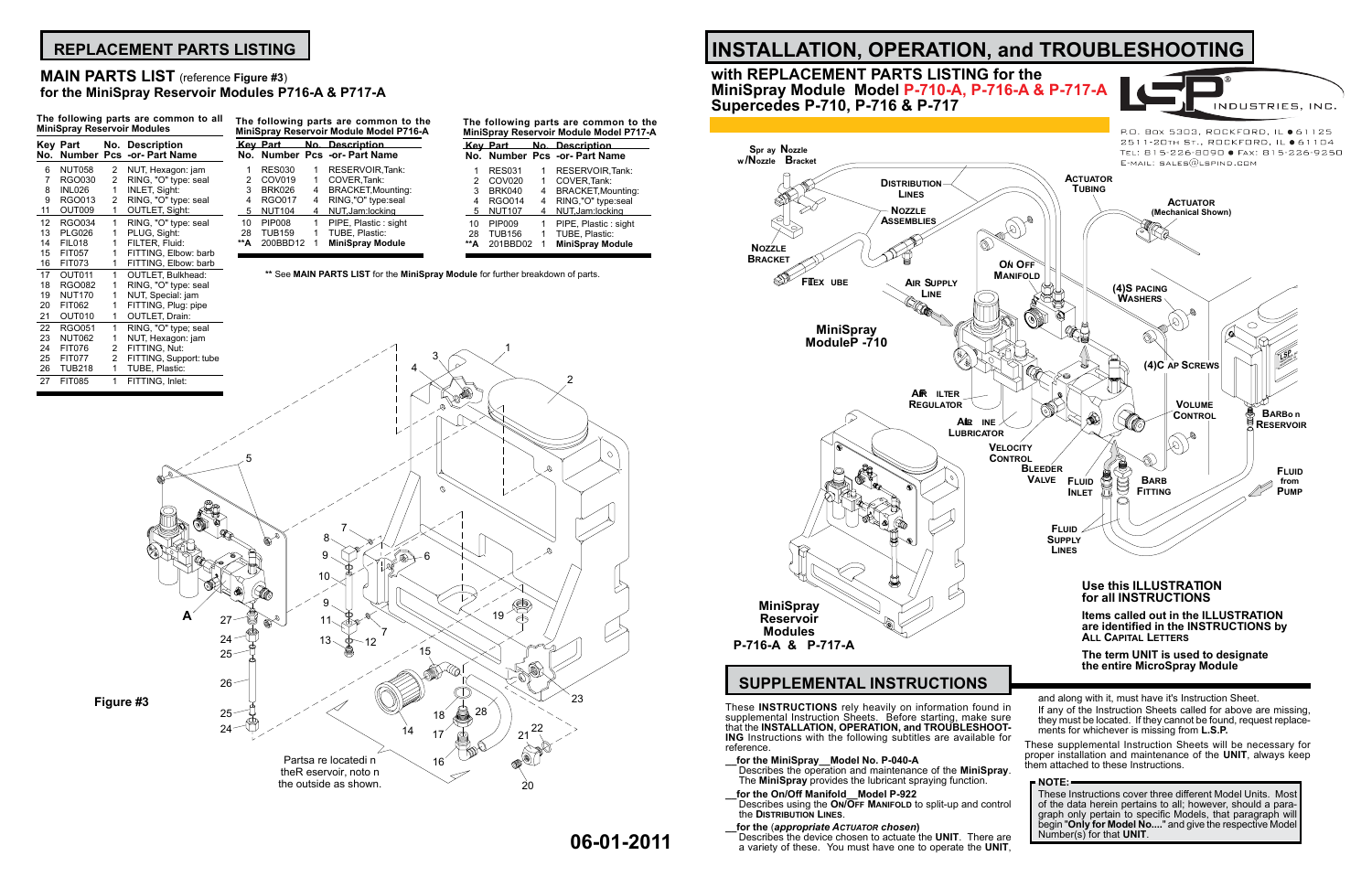## REPLACEMENT PARTS LISTING

### MAIN PARTS LIST (reference Figure #3) for the MiniSpray Reservoir Modules P716-A & P717-A

**The following parts are common to all MiniSpray Reservoir Modules**

| Key No. | Part Number | No. Pcs | Description -or- Part Name |
|---|---|---|---|
| 6 | NUT058 | 2 | NUT, Hexagon: jam |
| 7 | RGO030 | 2 | RING, "O" type: seal |
| 8 | INL026 | 1 | INLET, Sight: |
| 9 | RGO013 | 2 | RING, "O" type: seal |
| 11 | OUT009 | 1 | OUTLET, Sight: |
| 12 | RGO034 | 1 | RING, "O" type: seal |
| 13 | PLG026 | 1 | PLUG, Sight: |
| 14 | FIL018 | 1 | FILTER, Fluid: |
| 15 | FIT057 | 1 | FITTING, Elbow: barb |
| 16 | FIT073 | 1 | FITTING, Elbow: barb |
| 17 | OUT011 | 1 | OUTLET, Bulkhead: |
| 18 | RGO082 | 1 | RING, "O" type: seal |
| 19 | NUT170 | 1 | NUT, Special: jam |
| 20 | FIT062 | 1 | FITTING, Plug: pipe |
| 21 | OUT010 | 1 | OUTLET, Drain: |
| 22 | RGO051 | 1 | RING, "O" type; seal |
| 23 | NUT062 | 1 | NUT, Hexagon: jam |
| 24 | FIT076 | 2 | FITTING, Nut: |
| 25 | FIT077 | 2 | FITTING, Support: tube |
| 26 | TUB218 | 1 | TUBE, Plastic: |
| 27 | FIT085 | 1 | FITTING, Inlet: |

**The following parts are common to the MiniSpray Reservoir Module Model P716-A**

| Key No. | Part Number | No. Pcs | Description -or- Part Name |
|---|---|---|---|
| 1 | RES030 | 1 | RESERVOIR,Tank: |
| 2 | COV019 | 1 | COVER,Tank: |
| 3 | BRK026 | 4 | BRACKET,Mounting: |
| 4 | RGO017 | 4 | RING,"O" type:seal |
| 5 | NUT104 | 4 | NUT,Jam:locking |
| 10 | PIP008 | 1 | PIPE, Plastic : sight |
| 28 | TUB159 | 1 | TUBE, Plastic: |
| **A | 200BBD12 | 1 | **MiniSpray Module** |

**The following parts are common to the MiniSpray Reservoir Module Model P717-A**

| Key No. | Part Number | No. Pcs | Description -or- Part Name |
|---|---|---|---|
| 1 | RES031 | 1 | RESERVOIR,Tank: |
| 2 | COV020 | 1 | COVER,Tank: |
| 3 | BRK040 | 4 | BRACKET,Mounting: |
| 4 | RGO014 | 4 | RING,"O" type:seal |
| 5 | NUT107 | 4 | NUT,Jam:locking |
| 10 | PIP009 | 1 | PIPE, Plastic : sight |
| 28 | TUB156 | 1 | TUBE, Plastic: |
| **A | 201BBD02 | 1 | **MiniSpray Module** |

** See **MAIN PARTS LIST** for the **MiniSpray Module** for further breakdown of parts.

Figure #3

Parts are located on the Reservoir, not on the outside as shown.

06-01-2011

# INSTALLATION, OPERATION, and TROUBLESHOOTING

### with REPLACEMENT PARTS LISTING for the MiniSpray Module Model P-710-A, P-716-A & P-717-A Supercedes P-710, P-716 & P-717

LSP INDUSTRIES, INC.
P.O. Box 5303, ROCKFORD, IL ● 61125
2511-20th St., ROCKFORD, IL ● 61104
Tel: 815-226-8090 ● Fax: 815-226-9250
E-mail: sales@lspind.com

**Use this ILLUSTRATION for all INSTRUCTIONS**

**Items called out in the ILLUSTRATION are identified in the INSTRUCTIONS by ALL CAPITAL LETTERS**

**The term UNIT is used to designate the entire MicroSpray Module**

## SUPPLEMENTAL INSTRUCTIONS

These **INSTRUCTIONS** rely heavily on information found in supplemental Instruction Sheets. Before starting, make sure that the **INSTALLATION, OPERATION, and TROUBLESHOOTING** Instructions with the following subtitles are available for reference.

__**for the MiniSpray__Model No. P-040-A**
Describes the operation and maintenance of the **MiniSpray**. The **MiniSpray** provides the lubricant spraying function.

__**for the On/Off Manifold__Model P-922**
Describes using the **On/Off Manifold** to split-up and control the **Distribution Lines**.

__**for the (*appropriate Actuator chosen*)**
Describes the device chosen to actuate the **UNIT**. There are a variety of these. You must have one to operate the **UNIT**, and along with it, must have it's Instruction Sheet.

If any of the Instruction Sheets called for above are missing, they must be located. If they cannot be found, request replacements for whichever is missing from **L.S.P.**

These supplemental Instruction Sheets will be necessary for proper installation and maintenance of the **UNIT**, always keep them attached to these Instructions.

**NOTE:**
These Instructions cover three different Model Units. Most of the data herein pertains to all; however, should a paragraph only pertain to specific Models, that paragraph will begin **"Only for Model No...."** and give the respective Model Number(s) for that **UNIT**.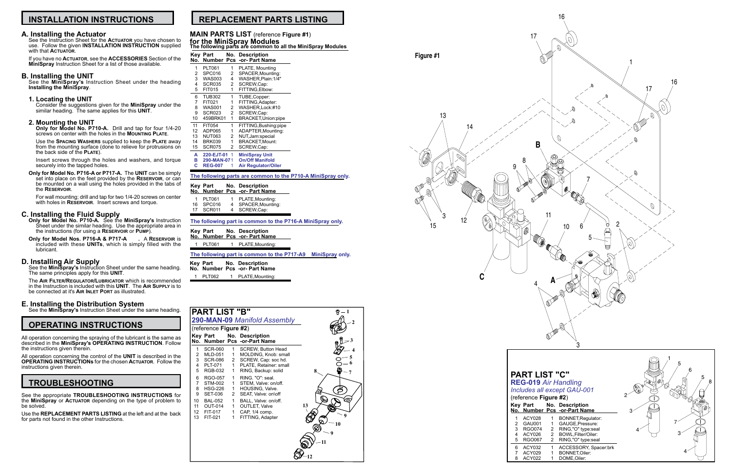## INSTALLATION INSTRUCTIONS

### A. Installing the Actuator

See the Instruction Sheet for the **Actuator** you have chosen to use. Follow the given **INSTALLATION INSTRUCTION** supplied with that **Actuator**.

If you have no **Actuator**, see the **ACCESSORIES** Section of the **MiniSpray** Instruction Sheet for a list of those available.

### B. Installing the UNIT

See the **MiniSpray's** Instruction Sheet under the heading **Installing the MiniSpray**.

#### 1. Locating the UNIT

Consider the suggestions given for the **MiniSpray** under the similar heading. The same applies for this **UNIT**.

#### 2. Mounting the UNIT

**Only for Model No. P710-A.** Drill and tap for four 1/4-20 screws on center with the holes in the **Mounting Plate**.

Use the **Spacing Washers** supplied to keep the **Plate** away from the mounting surface (done to relieve for protrusions on the back side of the **Plate**).

Insert screws through the holes and washers, and torque securely into the tapped holes.

**Only for Model No. P716-A or P717-A.** The **UNIT** can be simply set into place on the feet provided by the **Reservoir**, or can be mounted on a wall using the holes provided in the tabs of the **Reservoir**.

For wall mounting; drill and tap for two 1/4-20 screws on center with holes in **Reservoir**. Insert screws and torque.

### C. Installing the Fluid Supply

**Only for Model No. P710-A.** See the **MiniSpray's** Instruction Sheet under the similar heading. Use the appropriate area in the instructions (for using a **Reservoir** or **Pump**).

**Only for Model Nos. P716-A & P717-A .** A **Reservoir** is included with these **UNITs**, which is simply filled with the lubricant.

### D. Installing Air Supply

See the **MiniSpray's** Instruction Sheet under the same heading. The same principles apply for this **UNIT**.

The **Air Filter/Regulator/Lubricator** which is recommended in the Instruction is included with this **UNIT**. The **Air Supply** is to be connected at it's **Air Inlet Port** as illustrated.

### E. Installing the Distribution System

See the **MiniSpray's** Instruction Sheet under the same heading.

## OPERATING INSTRUCTIONS

All operation concerning the spraying of the lubricant is the same as described in the **MiniSpray's OPERATING INSTRUCTION**. Follow the instructions given therein.

All operation concerning the control of the **UNIT** is described in the **OPERATING INSTRUCTIONs** for the chosen **Actuator**. Follow the instructions given therein.

## TROUBLESHOOTING

See the appropriate **TROUBLESHOOTING INSTRUCTIONS** for the **MiniSpray** or **Actuator** depending on the type of problem to be solved.

Use the **REPLACEMENT PARTS LISTING** at the left and at the back for parts not found in the other Instructions.

## REPLACEMENT PARTS LISTING

### MAIN PARTS LIST (reference Figure #1) for the MiniSpray Modules

**The following parts are common to all the MiniSpray Modules**

| Key No. | Part Number | No. Pcs | Description -or- Part Name |
|---|---|---|---|
| 1 | PLT061 | 1 | PLATE, Mounting |
| 2 | SPC016 | 2 | SPACER,Mounting: |
| 3 | WAS003 | 4 | WASHER,Plain:1/4" |
| 4 | SCR035 | 2 | SCREW,Cap: |
| 5 | FIT015 | 1 | FITTING,Elbow: |
| 6 | TUB302 | 1 | TUBE,Copper: |
| 7 | FIT021 | 1 | FITTING,Adapter: |
| 8 | WAS001 | 2 | WASHER,Lock:#10 |
| 9 | SCR023 | 2 | SCREW,Cap: |
| 10 | 459BRK01 | 1 | BRACKET,Union:pipe |
| 11 | FIT054 | 1 | FITTING,Bushing:pipe |
| 12 | ADP065 | 1 | ADAPTER,Mounting: |
| 13 | NUT063 | 2 | NUT,Jam:special |
| 14 | BRK039 | 1 | BRACKET,Mount: |
| 15 | SCR075 | 2 | SCREW,Cap: |
| A | 220-EJT-01 | 1 | MiniSpray Unit |
| B | 290-MAN-07 | 1 | On/Off Manifold |
| C | REG-007 | 1 | Air Regulator/Oiler |

**The following parts are common to the P710-A MiniSpray only.**

| Key No. | Part Number | No. Pcs | Description -or- Part Name |
|---|---|---|---|
| 1 | PLT061 | 1 | PLATE,Mounting: |
| 16 | SPC016 | 4 | SPACER,Mounting: |
| 17 | SCR011 | 4 | SCREW,Cap: |

**The following part is common to the P716-A MiniSpray only.**

| Key No. | Part Number | No. Pcs | Description -or- Part Name |
|---|---|---|---|
| 1 | PLT061 | 1 | PLATE,Mounting: |

**The following part is common to the P717-A9 MiniSpray only.**

| Key No. | Part Number | No. Pcs | Description -or- Part Name |
|---|---|---|---|
| 1 | PLT062 | 1 | PLATE,Mounting: |

### PART LIST "B"

***290-MAN-09** Manifold Assembly*

(reference **Figure #2**)

| Key No. | Part Number | No. Pcs | Description -or-Part Name |
|---|---|---|---|
| 1 | SCR-060 | 1 | SCREW, Button Head |
| 2 | MLD-051 | 1 | MOLDING, Knob: small |
| 3 | SCR-086 | 2 | SCREW, Cap: soc hd. |
| 4 | PLT-071 | 1 | PLATE, Retainer: small |
| 5 | RGB-032 | 1 | RING, Backup: solid |
| 6 | RGO-057 | 1 | RING. "O": seal. |
| 7 | STM-002 | 1 | STEM, Valve: on/off. |
| 8 | HSG-226 | 1 | HOUSING, Valve. |
| 9 | SET-036 | 2 | SEAT, Valve: on\off |
| 10 | BAL-052 | 1 | BALL, Valve: on/off. |
| 11 | OUT-014 | 1 | OUTLET, Valve |
| 12 | FIT-017 | 1 | CAP, 1/4 comp. |
| 13 | FIT-021 | 1 | FITTING, Adapter |

Figure #1

### PART LIST "C"

***REG-019** Air Handling*

*Includes all except GAU-001*

(reference **Figure #2**)

| Key No. | Part Number | No. Pcs | Description -or-Part Name |
|---|---|---|---|
| 1 | ACY028 | 1 | BONNET,Regulator: |
| 2 | GAU001 | 1 | GAUGE,Pressure: |
| 3 | RGO074 | 2 | RING,"O" type:seal |
| 4 | ACY026 | 2 | BOWL,Filter/Oiler: |
| 5 | RGO067 | 2 | RING,"O" type:seal |
| 6 | ACY032 | 1 | ACCESSORY, Spacer:brk |
| 7 | ACY029 | 1 | BONNET,Oiler: |
| 8 | ACY022 | 1 | DOME,Oiler: |